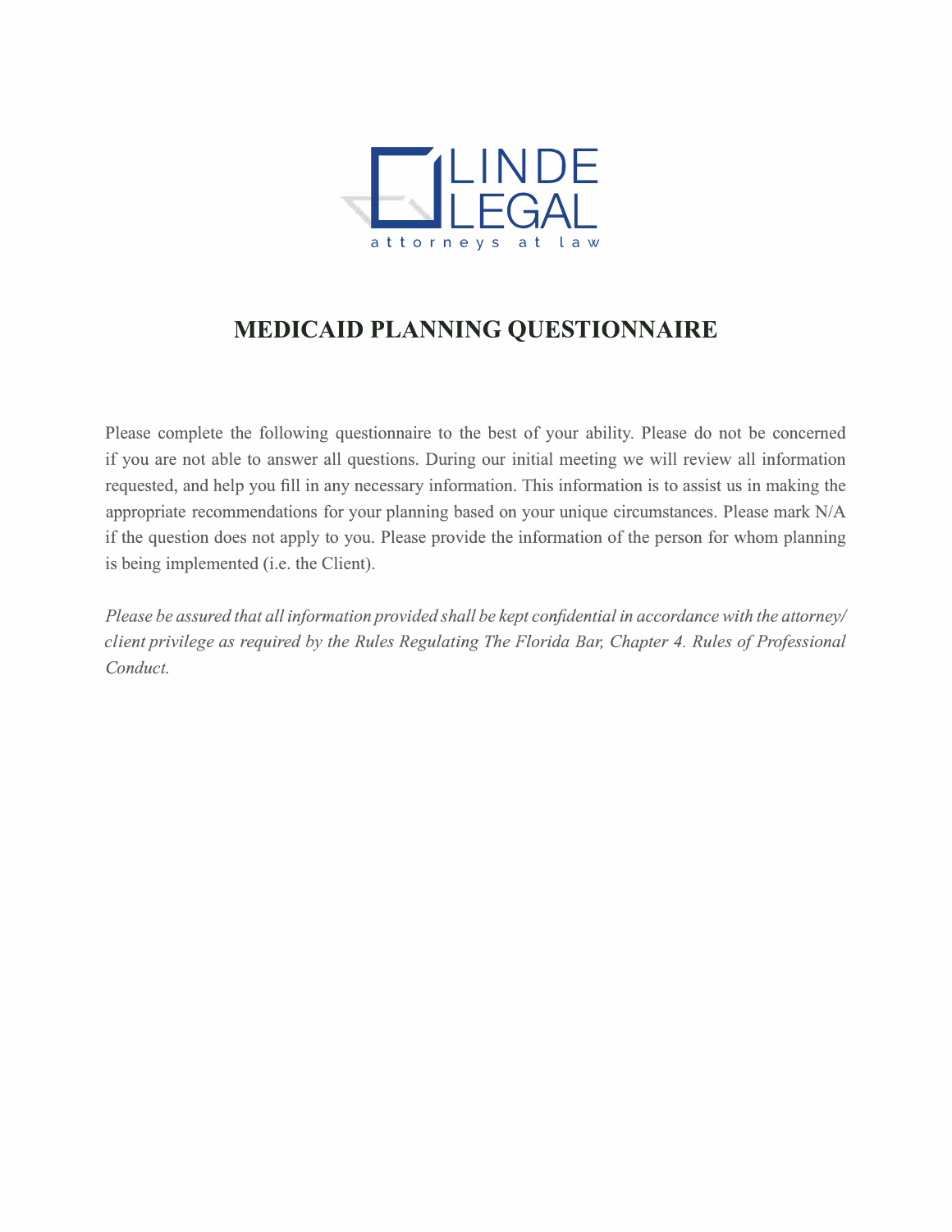LINDE LEGAL

attorneys at law

# MEDICAID PLANNING QUESTIONNAIRE

Please complete the following questionnaire to the best of your ability. Please do not be concerned if you are not able to answer all questions. During our initial meeting we will review all information requested, and help you fill in any necessary information. This information is to assist us in making the appropriate recommendations for your planning based on your unique circumstances. Please mark N/A if the question does not apply to you. Please provide the information of the person for whom planning is being implemented (i.e. the Client).

*Please be assured that all information provided shall be kept confidential in accordance with the attorney/client privilege as required by the Rules Regulating The Florida Bar, Chapter 4. Rules of Professional Conduct.*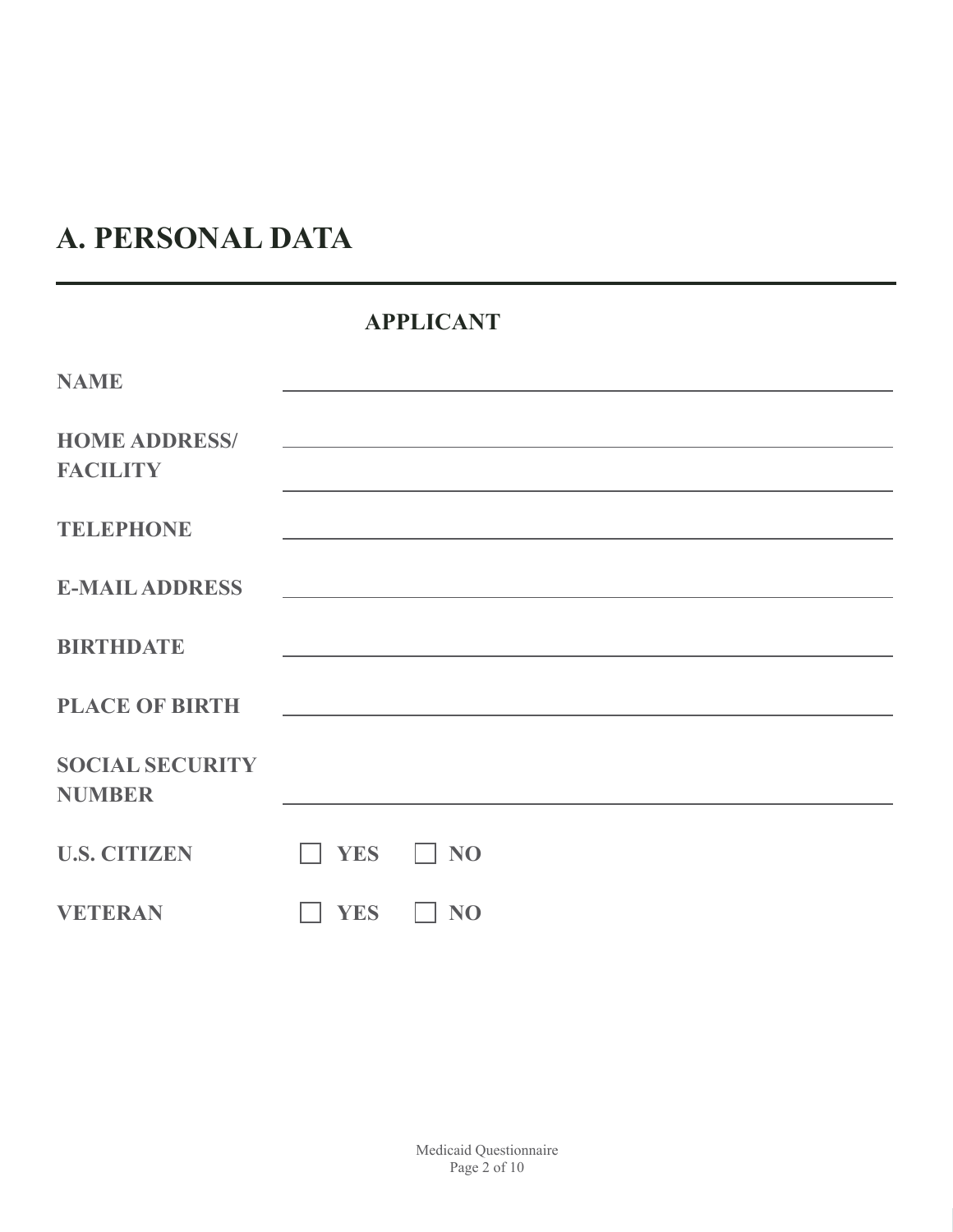# A. PERSONAL DATA

## APPLICANT

**NAME** ______________________________

**HOME ADDRESS/ FACILITY** ______________________________

______________________________

**TELEPHONE** ______________________________

**E-MAIL ADDRESS** ______________________________

**BIRTHDATE** ______________________________

**PLACE OF BIRTH** ______________________________

**SOCIAL SECURITY NUMBER** ______________________________

**U.S. CITIZEN** ☐ **YES** ☐ **NO**

**VETERAN** ☐ **YES** ☐ **NO**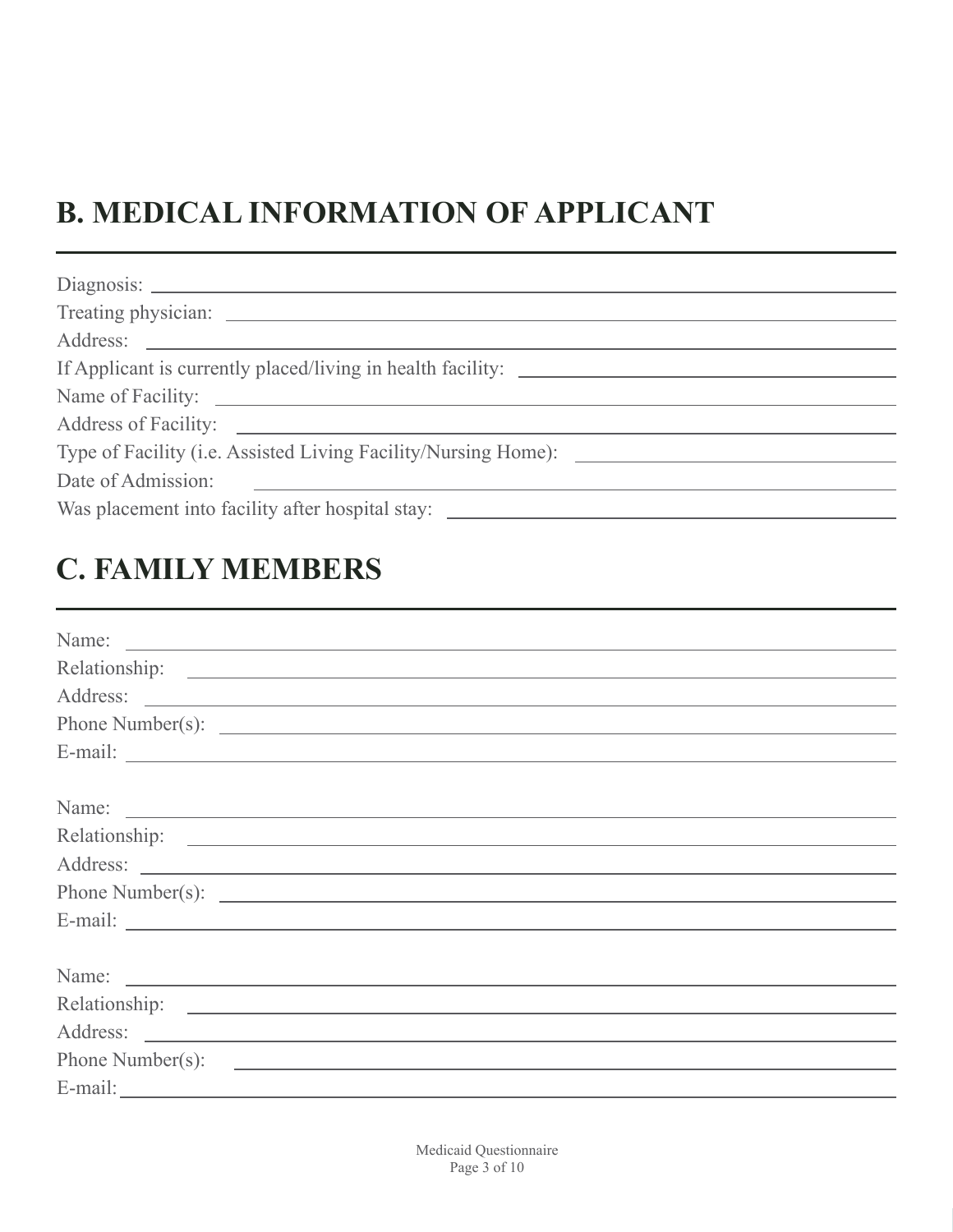## B. MEDICAL INFORMATION OF APPLICANT

Diagnosis: ______________________________

Treating physician: ______________________________

Address: ______________________________

If Applicant is currently placed/living in health facility: ______________________________

Name of Facility: ______________________________

Address of Facility: ______________________________

Type of Facility (i.e. Assisted Living Facility/Nursing Home): ______________________________

Date of Admission: ______________________________

Was placement into facility after hospital stay: ______________________________

## C. FAMILY MEMBERS

Name: ______________________________

Relationship: ______________________________

Address: ______________________________

Phone Number(s): ______________________________

E-mail: ______________________________

Name: ______________________________

Relationship: ______________________________

Address: ______________________________

Phone Number(s): ______________________________

E-mail: ______________________________

Name: ______________________________

Relationship: ______________________________

Address: ______________________________

Phone Number(s): ______________________________

E-mail: ______________________________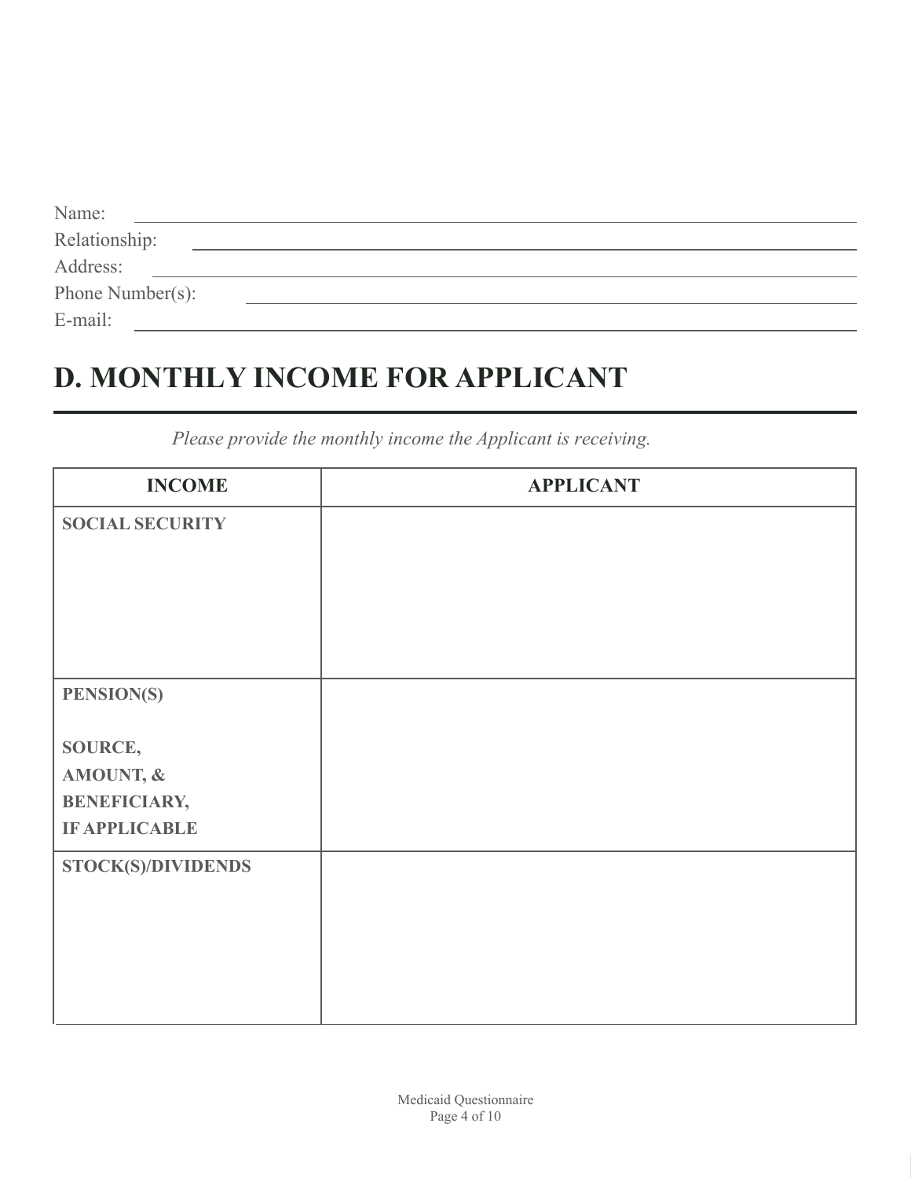Name: \_\_\_\_\_\_\_\_\_\_\_\_\_\_\_\_\_\_\_\_\_\_\_\_\_\_\_\_\_\_\_\_\_\_\_\_\_\_\_\_

Relationship: \_\_\_\_\_\_\_\_\_\_\_\_\_\_\_\_\_\_\_\_\_\_\_\_\_\_\_\_\_\_\_\_\_\_\_\_\_\_\_\_

Address: \_\_\_\_\_\_\_\_\_\_\_\_\_\_\_\_\_\_\_\_\_\_\_\_\_\_\_\_\_\_\_\_\_\_\_\_\_\_\_\_

Phone Number(s): \_\_\_\_\_\_\_\_\_\_\_\_\_\_\_\_\_\_\_\_\_\_\_\_\_\_\_\_\_\_\_\_\_\_\_\_\_\_\_\_

E-mail: \_\_\_\_\_\_\_\_\_\_\_\_\_\_\_\_\_\_\_\_\_\_\_\_\_\_\_\_\_\_\_\_\_\_\_\_\_\_\_\_

# D. MONTHLY INCOME FOR APPLICANT

*Please provide the monthly income the Applicant is receiving.*

| INCOME | APPLICANT |
|---|---|
| **SOCIAL SECURITY** | |
| **PENSION(S)**<br><br>**SOURCE, AMOUNT, & BENEFICIARY, IF APPLICABLE** | |
| **STOCK(S)/DIVIDENDS** | |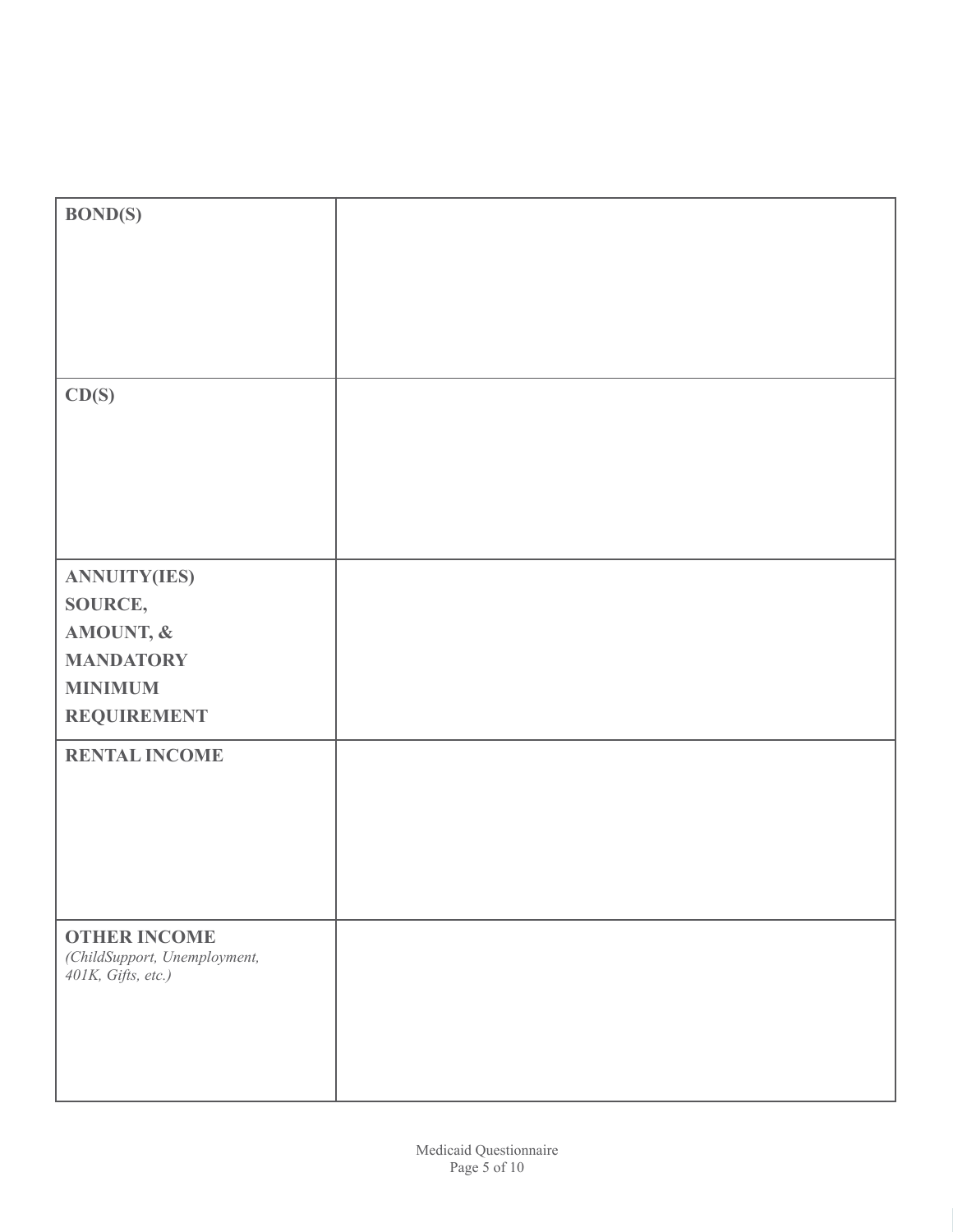| | |
|---|---|
| **BOND(S)** | |
| **CD(S)** | |
| **ANNUITY(IES) SOURCE, AMOUNT, & MANDATORY MINIMUM REQUIREMENT** | |
| **RENTAL INCOME** | |
| **OTHER INCOME** *(ChildSupport, Unemployment, 401K, Gifts, etc.)* | |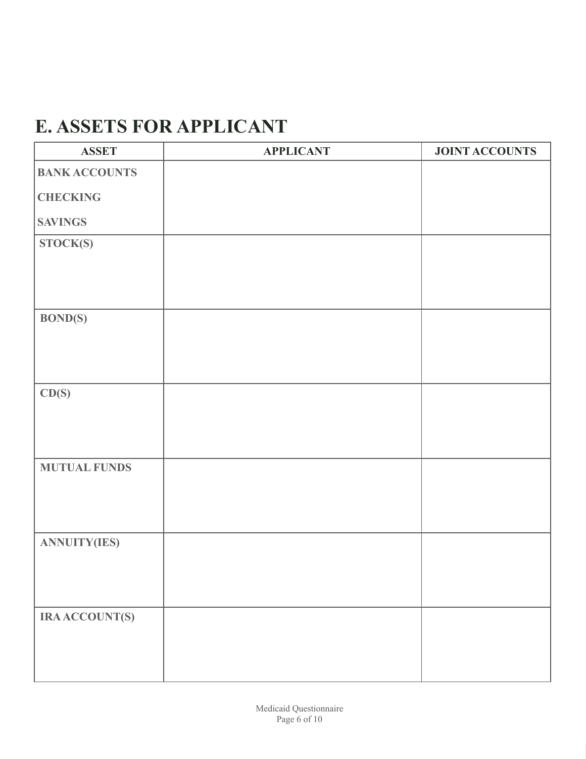## E. ASSETS FOR APPLICANT

| ASSET | APPLICANT | JOINT ACCOUNTS |
|---|---|---|
| BANK ACCOUNTS<br>CHECKING<br>SAVINGS | | |
| STOCK(S) | | |
| BOND(S) | | |
| CD(S) | | |
| MUTUAL FUNDS | | |
| ANNUITY(IES) | | |
| IRA ACCOUNT(S) | | |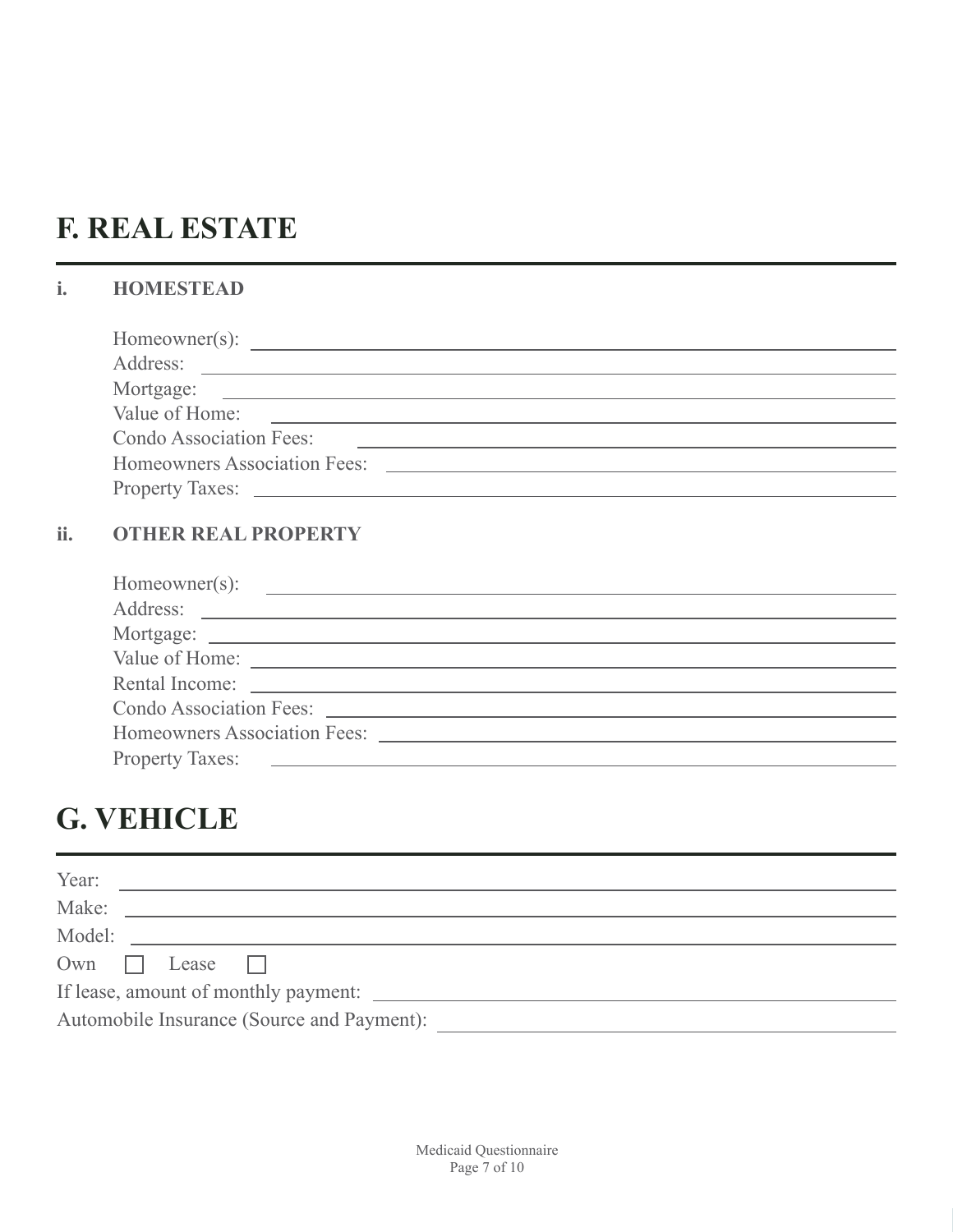# F. REAL ESTATE

### i. HOMESTEAD

Homeowner(s): ______________________________

Address: ______________________________

Mortgage: ______________________________

Value of Home: ______________________________

Condo Association Fees: ______________________________

Homeowners Association Fees: ______________________________

Property Taxes: ______________________________

### ii. OTHER REAL PROPERTY

Homeowner(s): ______________________________

Address: ______________________________

Mortgage: ______________________________

Value of Home: ______________________________

Rental Income: ______________________________

Condo Association Fees: ______________________________

Homeowners Association Fees: ______________________________

Property Taxes: ______________________________

# G. VEHICLE

Year: ______________________________

Make: ______________________________

Model: ______________________________

Own ☐ Lease ☐

If lease, amount of monthly payment: ______________________________

Automobile Insurance (Source and Payment): ______________________________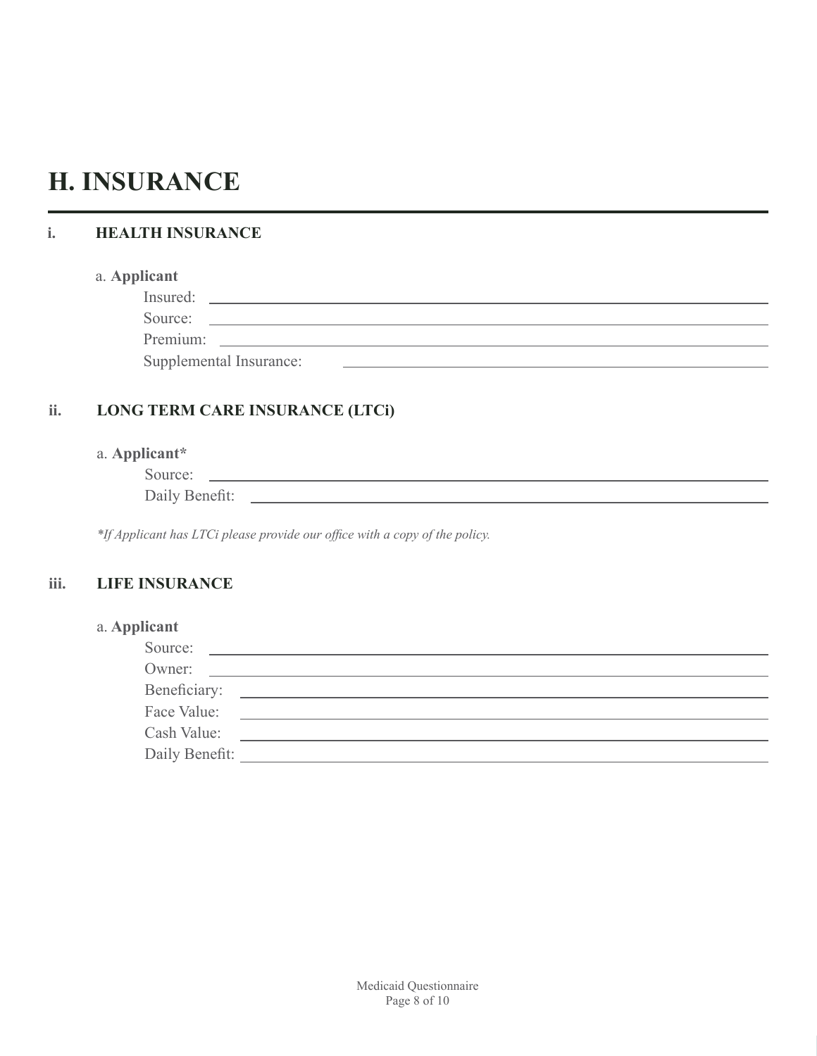# H. INSURANCE

## i. HEALTH INSURANCE

a. **Applicant**

Insured: \_\_\_\_\_\_\_\_\_\_\_\_\_\_\_\_\_\_\_\_\_\_\_\_\_\_\_\_\_\_\_\_

Source: \_\_\_\_\_\_\_\_\_\_\_\_\_\_\_\_\_\_\_\_\_\_\_\_\_\_\_\_\_\_\_\_

Premium: \_\_\_\_\_\_\_\_\_\_\_\_\_\_\_\_\_\_\_\_\_\_\_\_\_\_\_\_\_\_\_\_

Supplemental Insurance: \_\_\_\_\_\_\_\_\_\_\_\_\_\_\_\_\_\_\_\_\_\_\_\_\_\_\_\_\_\_\_\_

## ii. LONG TERM CARE INSURANCE (LTCi)

a. **Applicant***

Source: \_\_\_\_\_\_\_\_\_\_\_\_\_\_\_\_\_\_\_\_\_\_\_\_\_\_\_\_\_\_\_\_

Daily Benefit: \_\_\_\_\_\_\_\_\_\_\_\_\_\_\_\_\_\_\_\_\_\_\_\_\_\_\_\_\_\_\_\_

*\*If Applicant has LTCi please provide our office with a copy of the policy.*

## iii. LIFE INSURANCE

a. **Applicant**

Source: \_\_\_\_\_\_\_\_\_\_\_\_\_\_\_\_\_\_\_\_\_\_\_\_\_\_\_\_\_\_\_\_

Owner: \_\_\_\_\_\_\_\_\_\_\_\_\_\_\_\_\_\_\_\_\_\_\_\_\_\_\_\_\_\_\_\_

Beneficiary: \_\_\_\_\_\_\_\_\_\_\_\_\_\_\_\_\_\_\_\_\_\_\_\_\_\_\_\_\_\_\_\_

Face Value: \_\_\_\_\_\_\_\_\_\_\_\_\_\_\_\_\_\_\_\_\_\_\_\_\_\_\_\_\_\_\_\_

Cash Value: \_\_\_\_\_\_\_\_\_\_\_\_\_\_\_\_\_\_\_\_\_\_\_\_\_\_\_\_\_\_\_\_

Daily Benefit: \_\_\_\_\_\_\_\_\_\_\_\_\_\_\_\_\_\_\_\_\_\_\_\_\_\_\_\_\_\_\_\_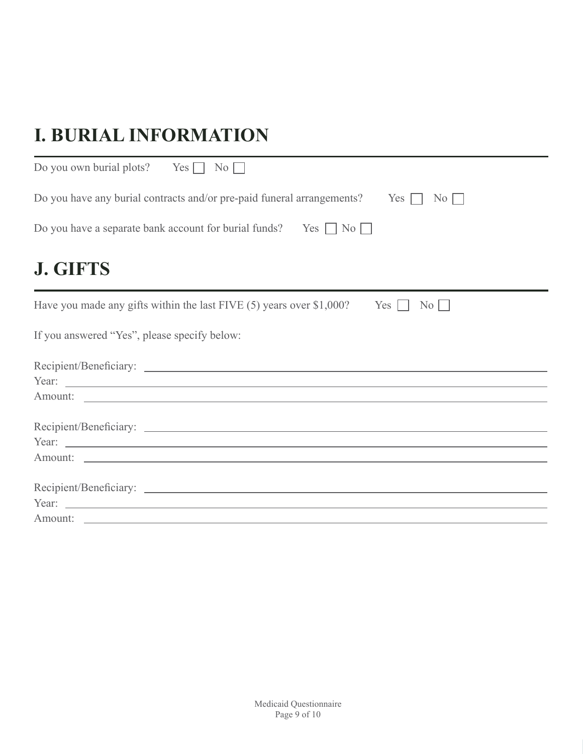## I. BURIAL INFORMATION

Do you own burial plots? Yes ☐ No ☐

Do you have any burial contracts and/or pre-paid funeral arrangements? Yes ☐ No ☐

Do you have a separate bank account for burial funds? Yes ☐ No ☐

## J. GIFTS

Have you made any gifts within the last FIVE (5) years over $1,000? Yes ☐ No ☐

If you answered "Yes", please specify below:

Recipient/Beneficiary: ______________________________
Year: ______________________________
Amount: ______________________________

Recipient/Beneficiary: ______________________________
Year: ______________________________
Amount: ______________________________

Recipient/Beneficiary: ______________________________
Year: ______________________________
Amount: ______________________________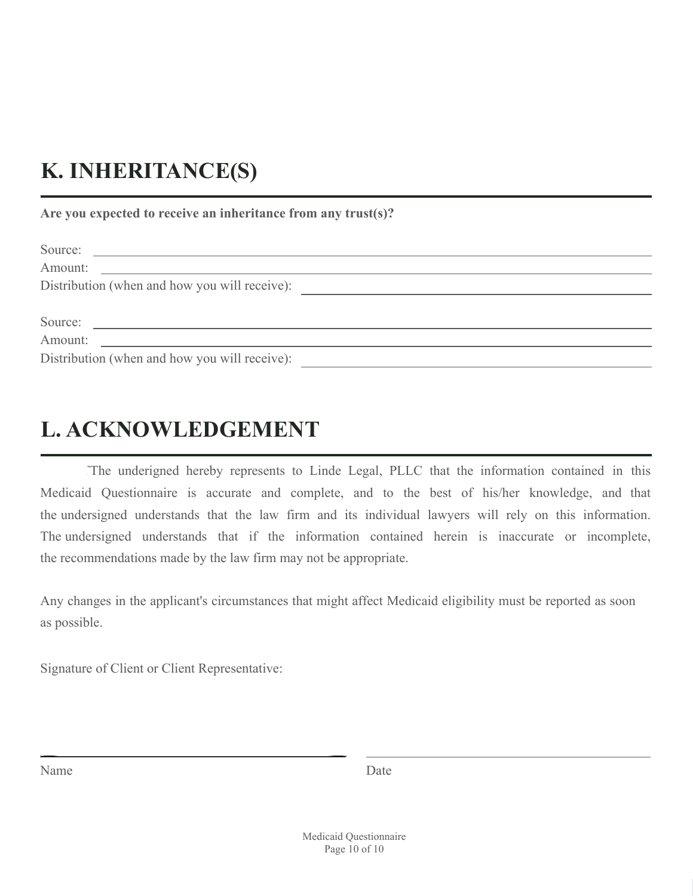## K. INHERITANCE(S)

**Are you expected to receive an inheritance from any trust(s)?**

Source: \_\_\_\_\_\_\_\_\_\_\_\_\_\_\_\_\_\_\_\_\_\_\_\_\_\_\_\_\_\_\_\_\_\_\_\_\_\_\_\_

Amount: \_\_\_\_\_\_\_\_\_\_\_\_\_\_\_\_\_\_\_\_\_\_\_\_\_\_\_\_\_\_\_\_\_\_\_\_\_\_\_\_

Distribution (when and how you will receive): \_\_\_\_\_\_\_\_\_\_\_\_\_\_\_\_\_\_\_\_\_\_\_\_\_\_

Source: \_\_\_\_\_\_\_\_\_\_\_\_\_\_\_\_\_\_\_\_\_\_\_\_\_\_\_\_\_\_\_\_\_\_\_\_\_\_\_\_

Amount: \_\_\_\_\_\_\_\_\_\_\_\_\_\_\_\_\_\_\_\_\_\_\_\_\_\_\_\_\_\_\_\_\_\_\_\_\_\_\_\_

Distribution (when and how you will receive): \_\_\_\_\_\_\_\_\_\_\_\_\_\_\_\_\_\_\_\_\_\_\_\_\_\_

## L. ACKNOWLEDGEMENT

The underigned hereby represents to Linde Legal, PLLC that the information contained in this Medicaid Questionnaire is accurate and complete, and to the best of his/her knowledge, and that the undersigned understands that the law firm and its individual lawyers will rely on this information. The undersigned understands that if the information contained herein is inaccurate or incomplete, the recommendations made by the law firm may not be appropriate.

Any changes in the applicant's circumstances that might affect Medicaid eligibility must be reported as soon as possible.

Signature of Client or Client Representative:

\_\_\_\_\_\_\_\_\_\_\_\_\_\_\_\_\_\_\_\_\_\_\_\_\_\_\_\_ \_\_\_\_\_\_\_\_\_\_\_\_\_\_\_\_\_\_\_\_\_\_\_\_\_\_\_\_

Name Date